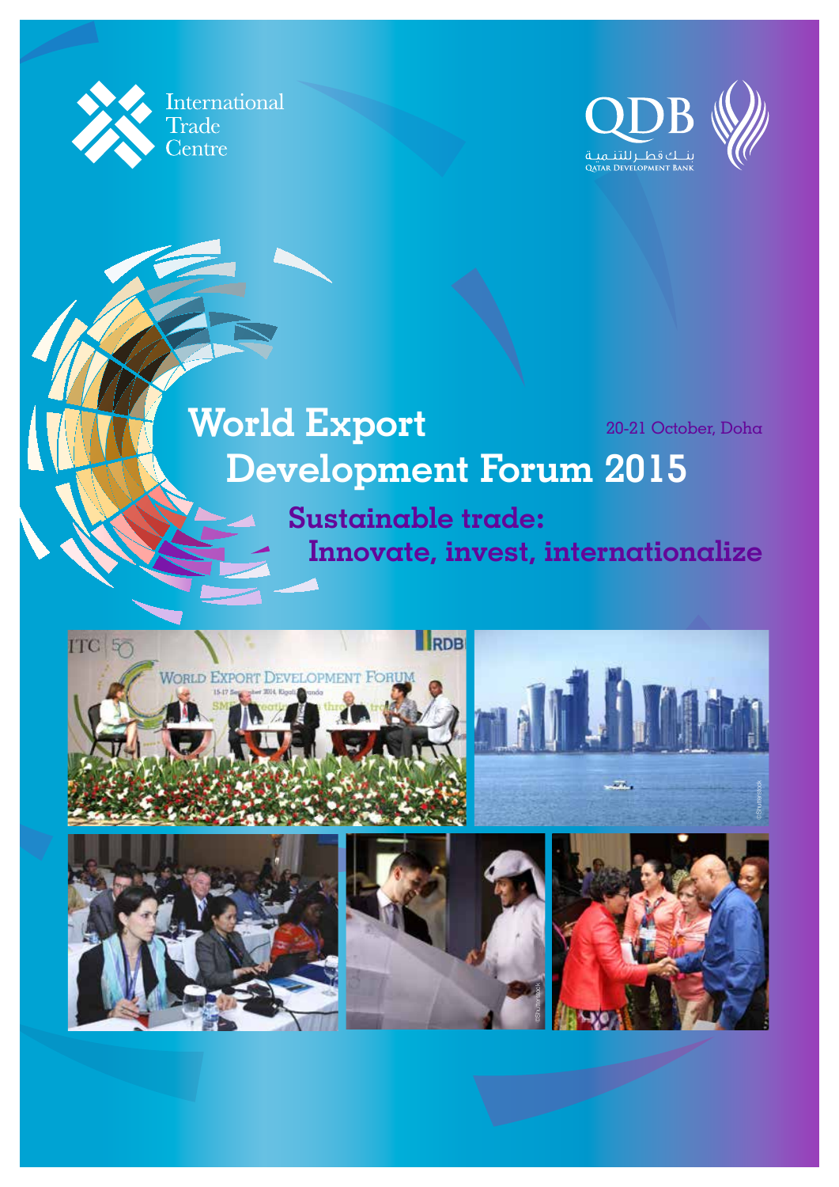International Trade Centre

QDB
بنك قطر للتنمية
QATAR DEVELOPMENT BANK

# World Export Development Forum 2015

20-21 October, Doha

## Sustainable trade: Innovate, invest, internationalize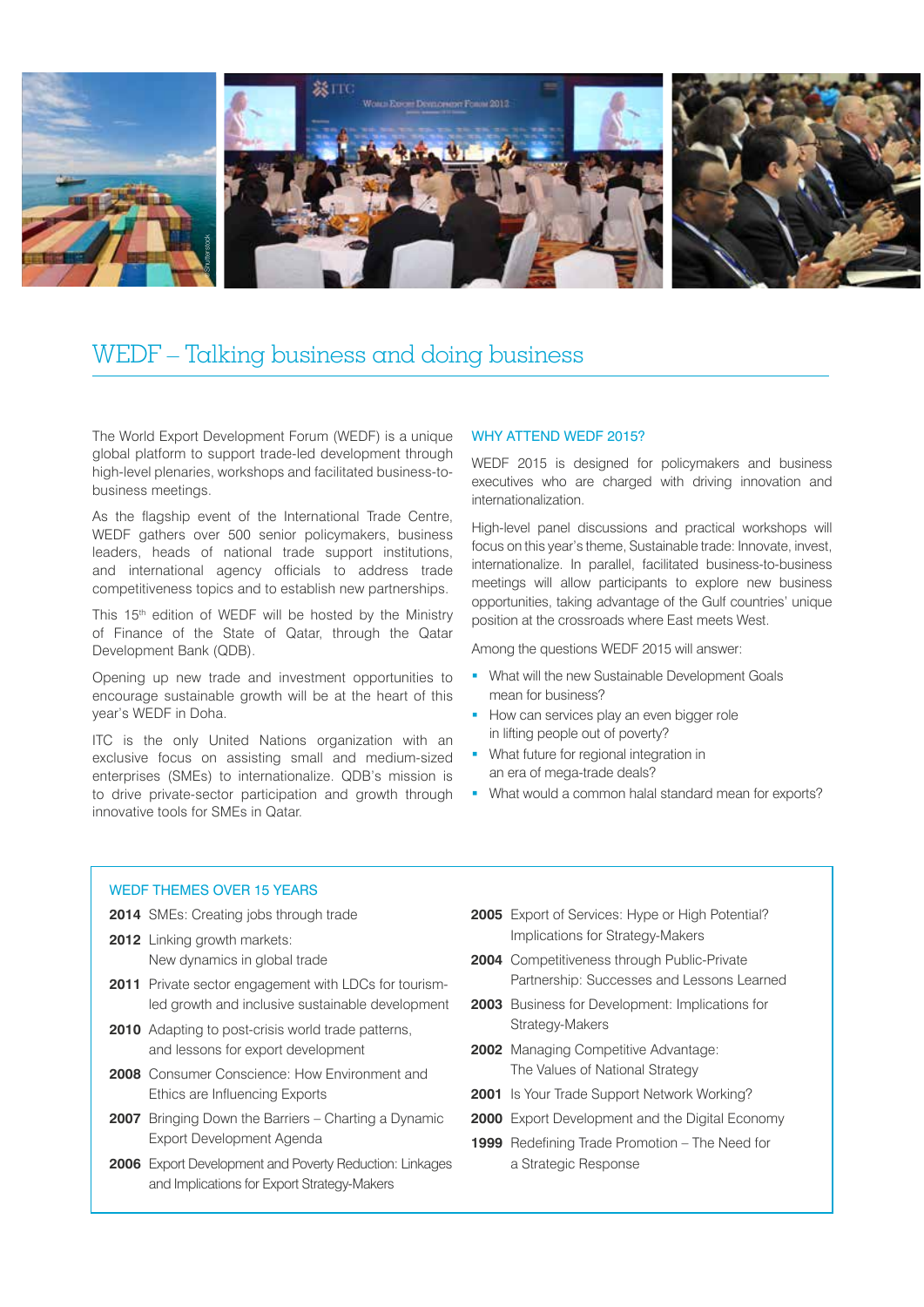# WEDF – Talking business and doing business

The World Export Development Forum (WEDF) is a unique global platform to support trade-led development through high-level plenaries, workshops and facilitated business-to-business meetings.

As the flagship event of the International Trade Centre, WEDF gathers over 500 senior policymakers, business leaders, heads of national trade support institutions, and international agency officials to address trade competitiveness topics and to establish new partnerships.

This 15th edition of WEDF will be hosted by the Ministry of Finance of the State of Qatar, through the Qatar Development Bank (QDB).

Opening up new trade and investment opportunities to encourage sustainable growth will be at the heart of this year's WEDF in Doha.

ITC is the only United Nations organization with an exclusive focus on assisting small and medium-sized enterprises (SMEs) to internationalize. QDB's mission is to drive private-sector participation and growth through innovative tools for SMEs in Qatar.

## WHY ATTEND WEDF 2015?

WEDF 2015 is designed for policymakers and business executives who are charged with driving innovation and internationalization.

High-level panel discussions and practical workshops will focus on this year's theme, Sustainable trade: Innovate, invest, internationalize. In parallel, facilitated business-to-business meetings will allow participants to explore new business opportunities, taking advantage of the Gulf countries' unique position at the crossroads where East meets West.

Among the questions WEDF 2015 will answer:

- What will the new Sustainable Development Goals mean for business?
- How can services play an even bigger role in lifting people out of poverty?
- What future for regional integration in an era of mega-trade deals?
- What would a common halal standard mean for exports?

## WEDF THEMES OVER 15 YEARS

- **2014** SMEs: Creating jobs through trade
- **2012** Linking growth markets: New dynamics in global trade
- **2011** Private sector engagement with LDCs for tourism-led growth and inclusive sustainable development
- **2010** Adapting to post-crisis world trade patterns, and lessons for export development
- **2008** Consumer Conscience: How Environment and Ethics are Influencing Exports
- **2007** Bringing Down the Barriers – Charting a Dynamic Export Development Agenda
- **2006** Export Development and Poverty Reduction: Linkages and Implications for Export Strategy-Makers
- **2005** Export of Services: Hype or High Potential? Implications for Strategy-Makers
- **2004** Competitiveness through Public-Private Partnership: Successes and Lessons Learned
- **2003** Business for Development: Implications for Strategy-Makers
- **2002** Managing Competitive Advantage: The Values of National Strategy
- **2001** Is Your Trade Support Network Working?
- **2000** Export Development and the Digital Economy
- **1999** Redefining Trade Promotion – The Need for a Strategic Response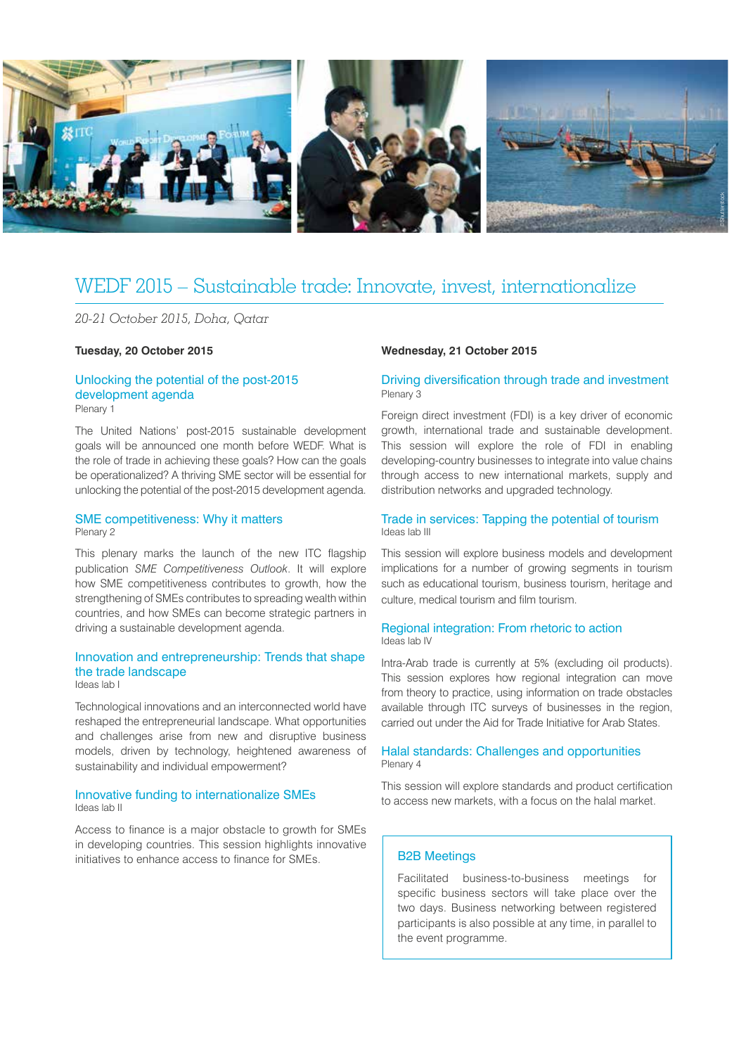# WEDF 2015 – Sustainable trade: Innovate, invest, internationalize

*20-21 October 2015, Doha, Qatar*

**Tuesday, 20 October 2015**

### Unlocking the potential of the post-2015 development agenda

Plenary 1

The United Nations' post-2015 sustainable development goals will be announced one month before WEDF. What is the role of trade in achieving these goals? How can the goals be operationalized? A thriving SME sector will be essential for unlocking the potential of the post-2015 development agenda.

### SME competitiveness: Why it matters

Plenary 2

This plenary marks the launch of the new ITC flagship publication *SME Competitiveness Outlook*. It will explore how SME competitiveness contributes to growth, how the strengthening of SMEs contributes to spreading wealth within countries, and how SMEs can become strategic partners in driving a sustainable development agenda.

### Innovation and entrepreneurship: Trends that shape the trade landscape

Ideas lab I

Technological innovations and an interconnected world have reshaped the entrepreneurial landscape. What opportunities and challenges arise from new and disruptive business models, driven by technology, heightened awareness of sustainability and individual empowerment?

### Innovative funding to internationalize SMEs

Ideas lab II

Access to finance is a major obstacle to growth for SMEs in developing countries. This session highlights innovative initiatives to enhance access to finance for SMEs.

**Wednesday, 21 October 2015**

### Driving diversification through trade and investment

Plenary 3

Foreign direct investment (FDI) is a key driver of economic growth, international trade and sustainable development. This session will explore the role of FDI in enabling developing-country businesses to integrate into value chains through access to new international markets, supply and distribution networks and upgraded technology.

### Trade in services: Tapping the potential of tourism

Ideas lab III

This session will explore business models and development implications for a number of growing segments in tourism such as educational tourism, business tourism, heritage and culture, medical tourism and film tourism.

### Regional integration: From rhetoric to action

Ideas lab IV

Intra-Arab trade is currently at 5% (excluding oil products). This session explores how regional integration can move from theory to practice, using information on trade obstacles available through ITC surveys of businesses in the region, carried out under the Aid for Trade Initiative for Arab States.

### Halal standards: Challenges and opportunities

Plenary 4

This session will explore standards and product certification to access new markets, with a focus on the halal market.

### B2B Meetings

Facilitated business-to-business meetings for specific business sectors will take place over the two days. Business networking between registered participants is also possible at any time, in parallel to the event programme.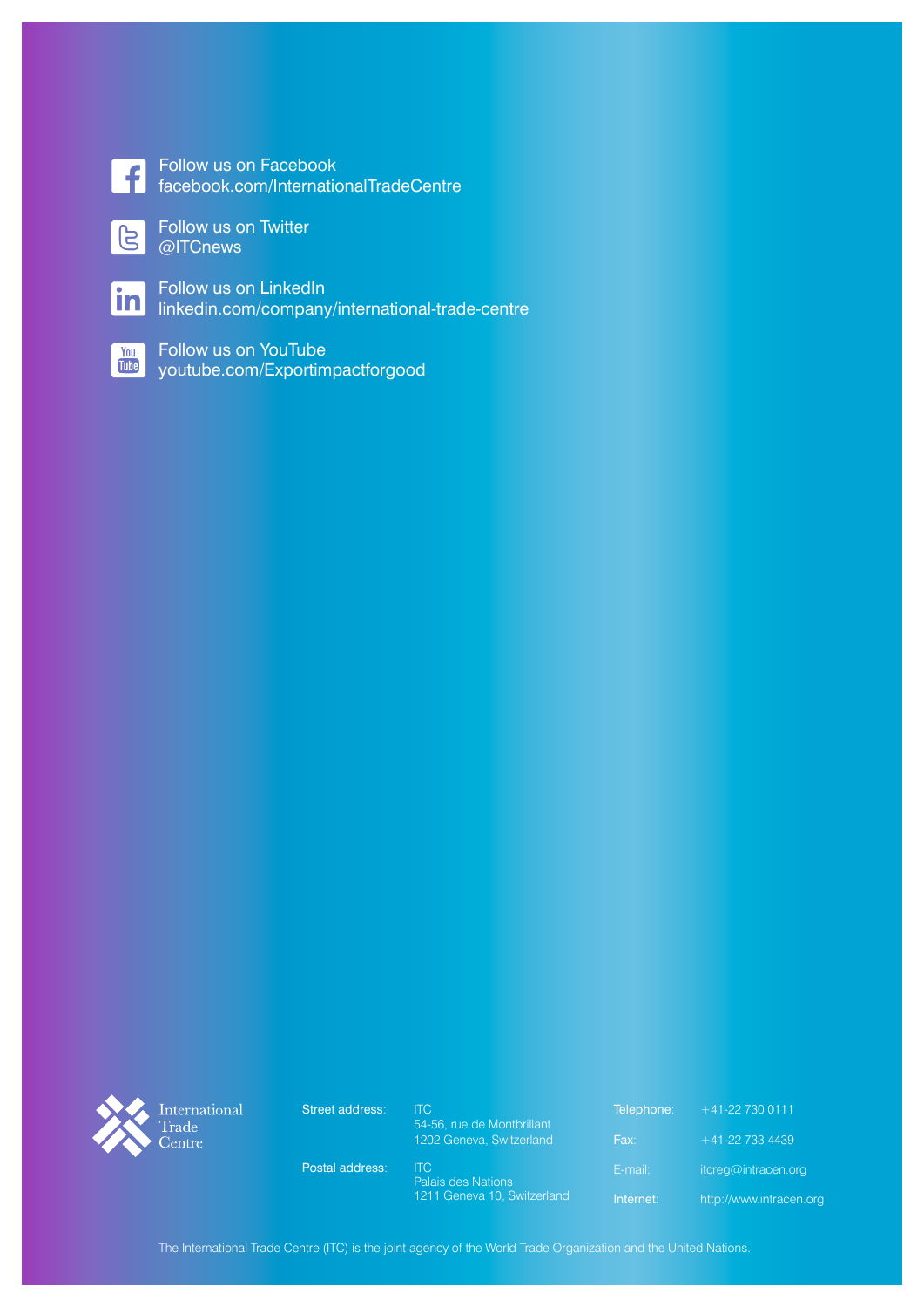Follow us on Facebook
facebook.com/InternationalTradeCentre

Follow us on Twitter
@ITCnews

Follow us on LinkedIn
linkedin.com/company/international-trade-centre

Follow us on YouTube
youtube.com/Exportimpactforgood

International
Trade
Centre

Street address: ITC
54-56, rue de Montbrillant
1202 Geneva, Switzerland

Postal address: ITC
Palais des Nations
1211 Geneva 10, Switzerland

Telephone: +41-22 730 0111

Fax: +41-22 733 4439

E-mail: itcreg@intracen.org

Internet: http://www.intracen.org

The International Trade Centre (ITC) is the joint agency of the World Trade Organization and the United Nations.